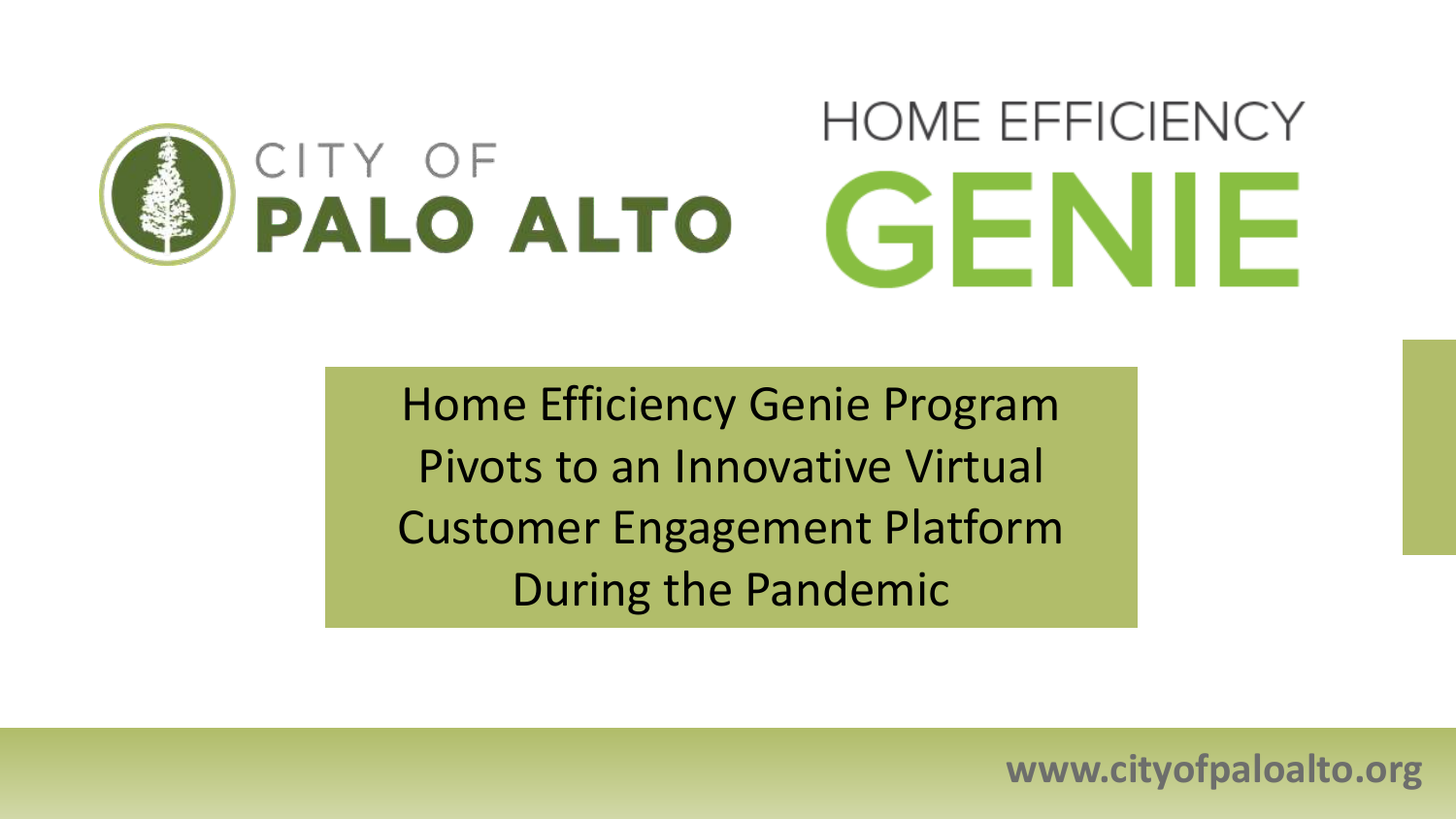CITY OF PALO ALTO

HOME EFFICIENCY GENIE

# Home Efficiency Genie Program Pivots to an Innovative Virtual Customer Engagement Platform During the Pandemic

www.cityofpaloalto.org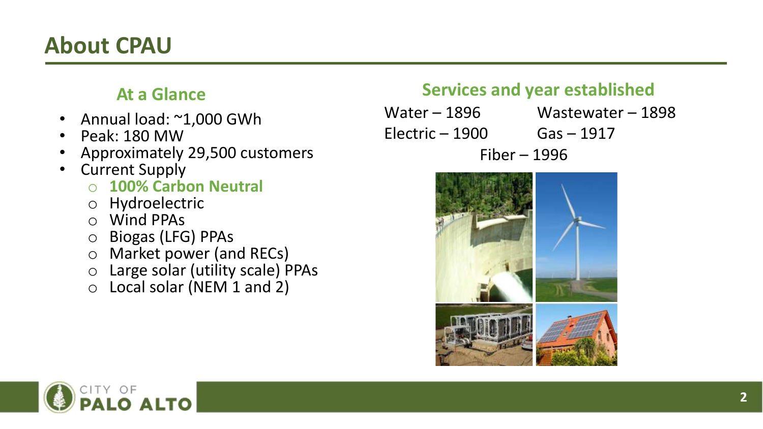# About CPAU

## At a Glance

- Annual load: ~1,000 GWh
- Peak: 180 MW
- Approximately 29,500 customers
- Current Supply
  - **100% Carbon Neutral**
  - Hydroelectric
  - Wind PPAs
  - Biogas (LFG) PPAs
  - Market power (and RECs)
  - Large solar (utility scale) PPAs
  - Local solar (NEM 1 and 2)

## Services and year established

Water – 1896
Wastewater – 1898
Electric – 1900
Gas – 1917
Fiber – 1996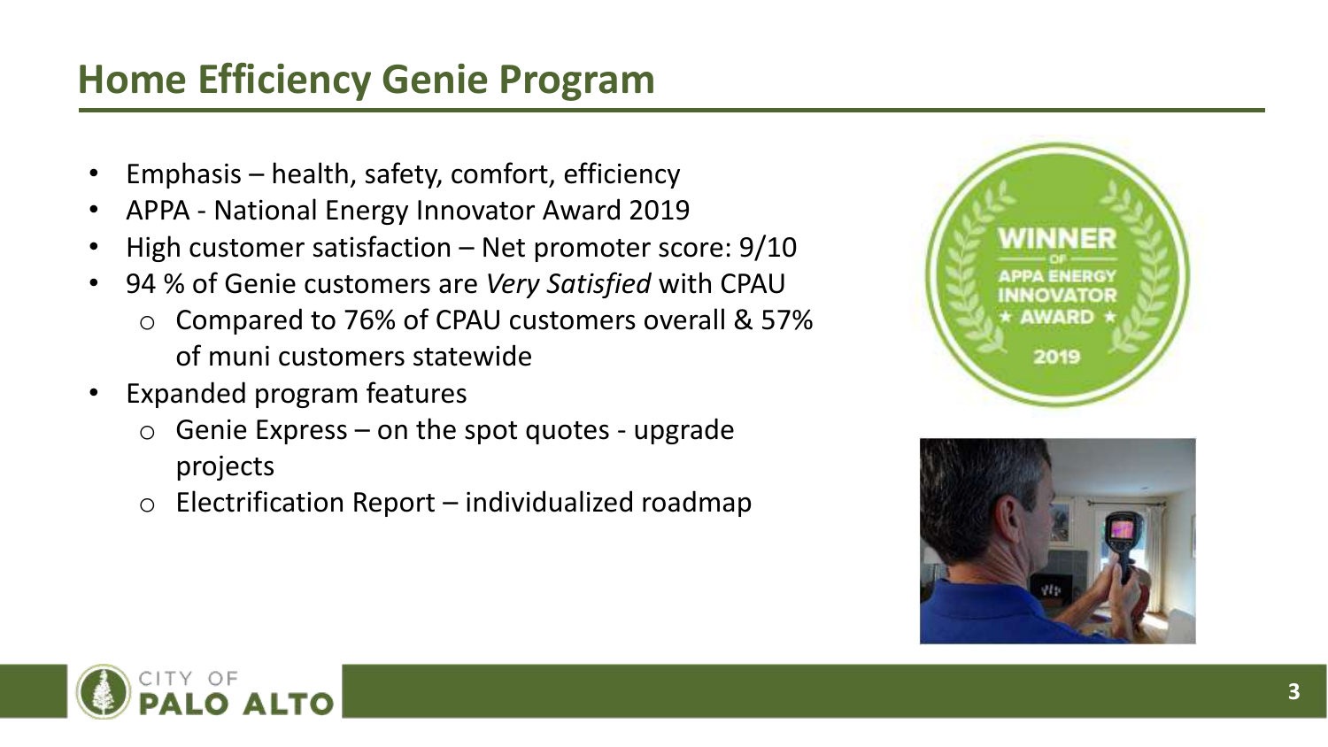# Home Efficiency Genie Program

- Emphasis – health, safety, comfort, efficiency
- APPA - National Energy Innovator Award 2019
- High customer satisfaction – Net promoter score: 9/10
- 94 % of Genie customers are *Very Satisfied* with CPAU
  - Compared to 76% of CPAU customers overall & 57% of muni customers statewide
- Expanded program features
  - Genie Express – on the spot quotes - upgrade projects
  - Electrification Report – individualized roadmap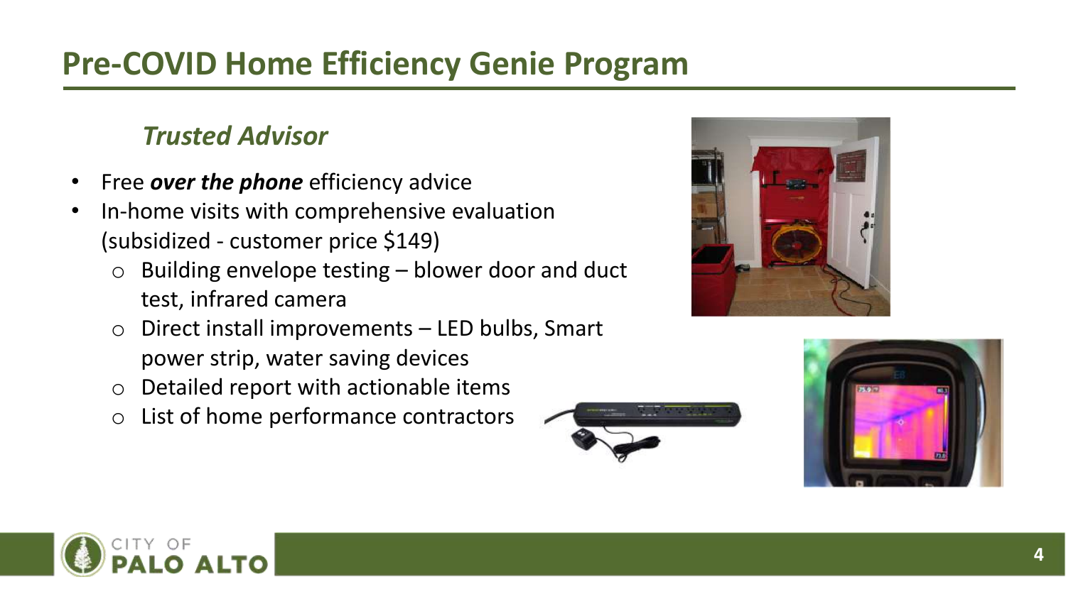# Pre-COVID Home Efficiency Genie Program

### *Trusted Advisor*

- Free ***over the phone*** efficiency advice
- In-home visits with comprehensive evaluation (subsidized - customer price $149)
  - Building envelope testing – blower door and duct test, infrared camera
  - Direct install improvements – LED bulbs, Smart power strip, water saving devices
  - Detailed report with actionable items
  - List of home performance contractors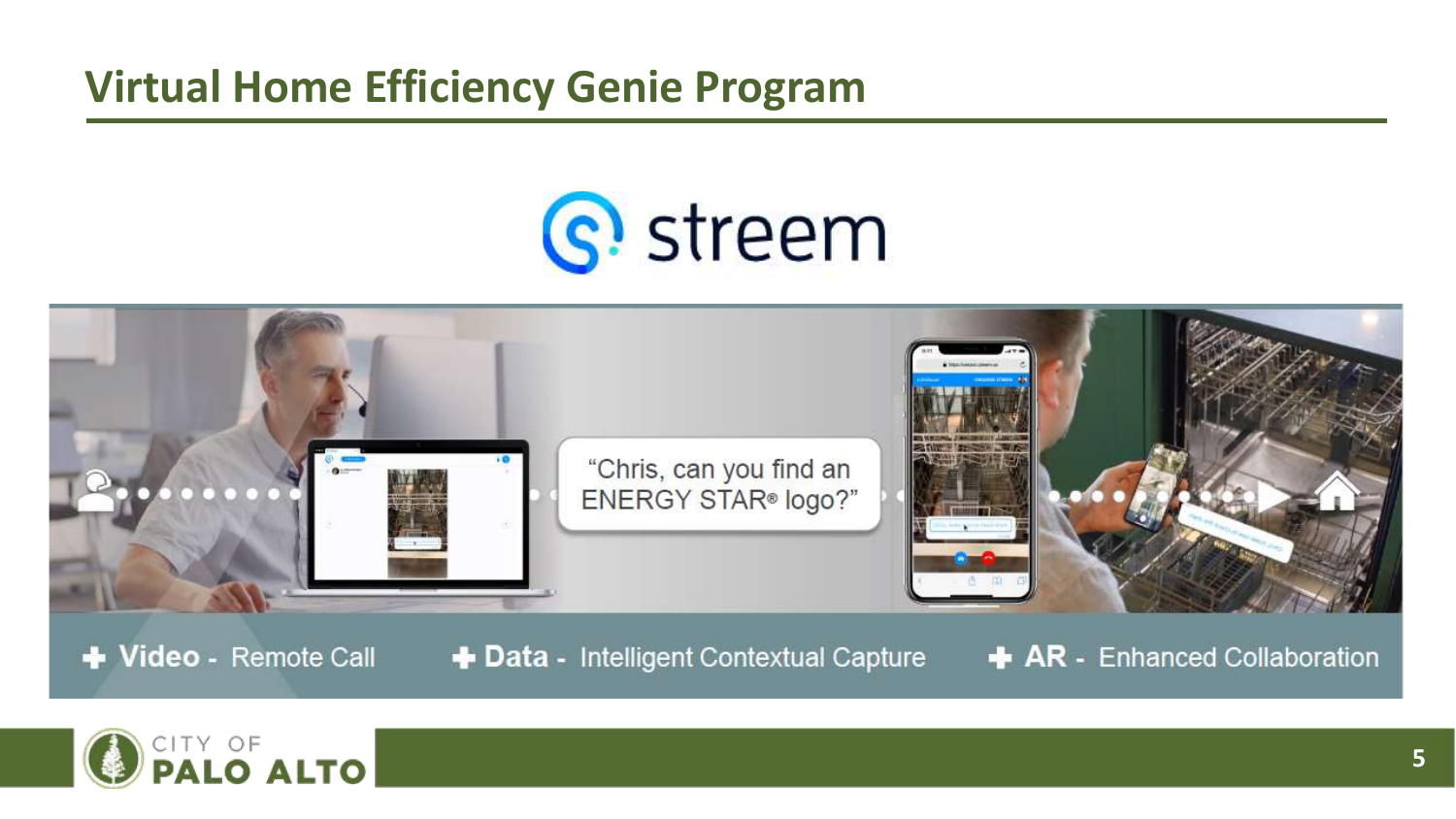# Virtual Home Efficiency Genie Program

streem

"Chris, can you find an ENERGY STAR® logo?"

- **Video** - Remote Call
- **Data** - Intelligent Contextual Capture
- **AR** - Enhanced Collaboration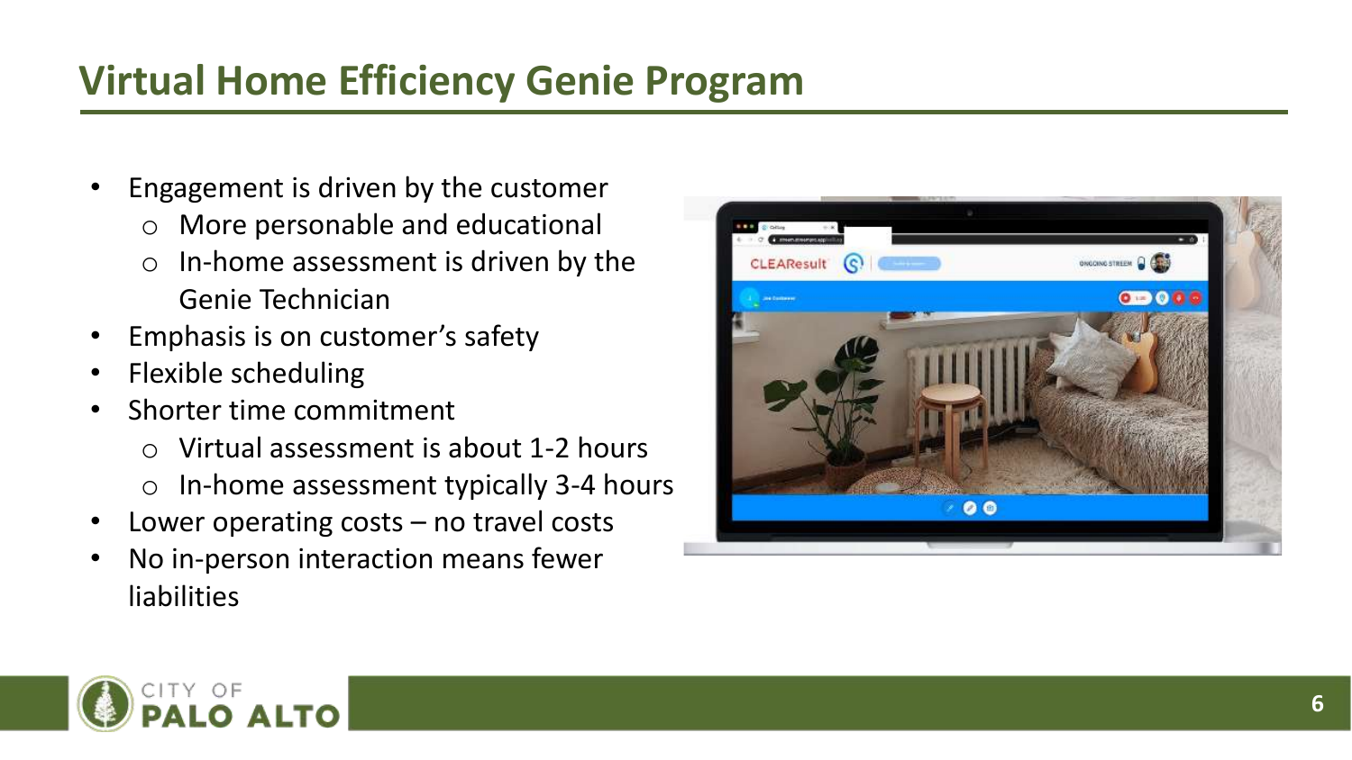# Virtual Home Efficiency Genie Program

- Engagement is driven by the customer
  - More personable and educational
  - In-home assessment is driven by the Genie Technician
- Emphasis is on customer's safety
- Flexible scheduling
- Shorter time commitment
  - Virtual assessment is about 1-2 hours
  - In-home assessment typically 3-4 hours
- Lower operating costs – no travel costs
- No in-person interaction means fewer liabilities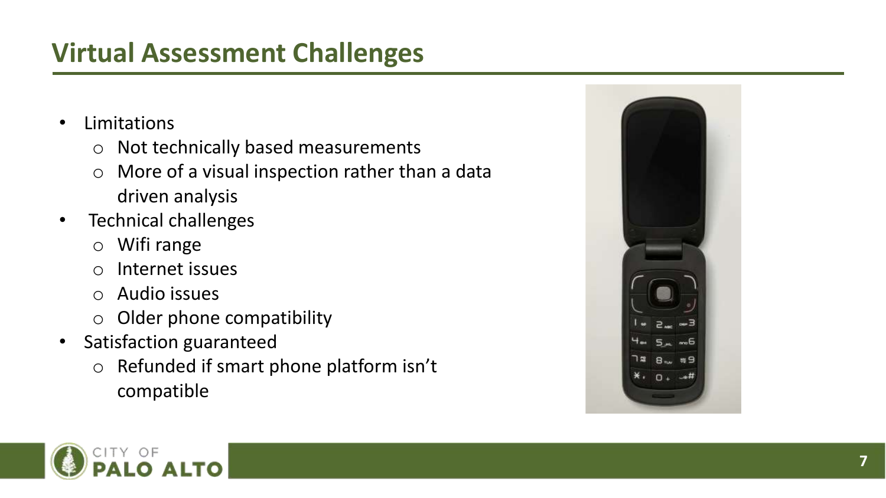## Virtual Assessment Challenges

- Limitations
  - Not technically based measurements
  - More of a visual inspection rather than a data driven analysis
- Technical challenges
  - Wifi range
  - Internet issues
  - Audio issues
  - Older phone compatibility
- Satisfaction guaranteed
  - Refunded if smart phone platform isn't compatible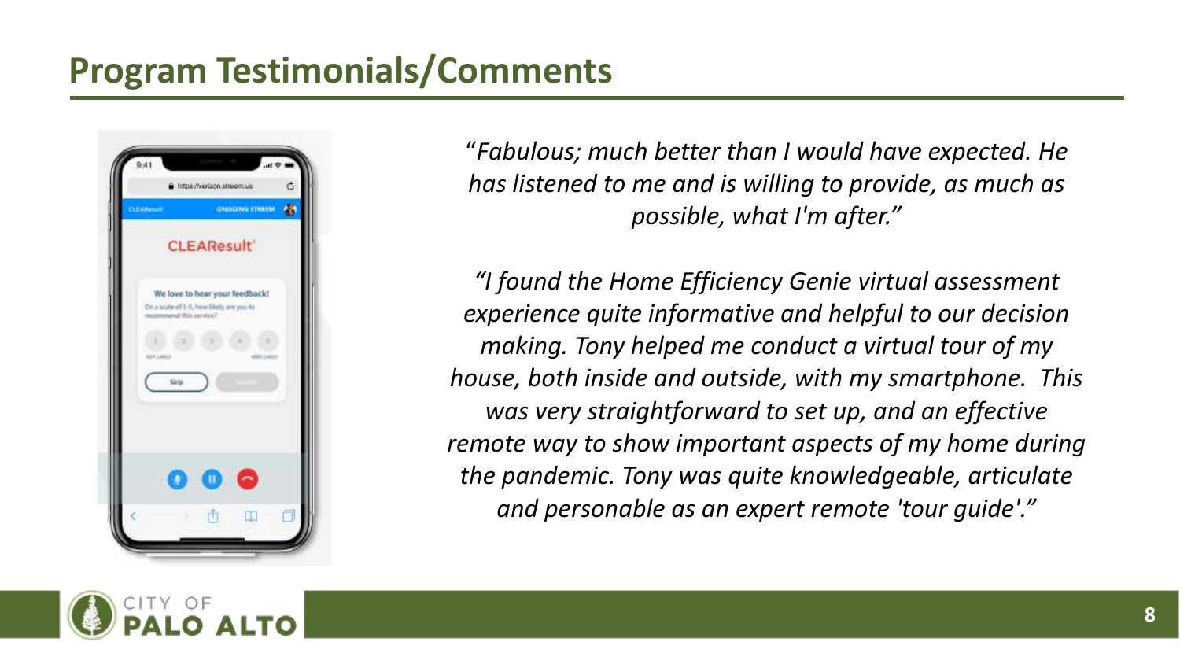# Program Testimonials/Comments

*"Fabulous; much better than I would have expected. He has listened to me and is willing to provide, as much as possible, what I'm after."*

*"I found the Home Efficiency Genie virtual assessment experience quite informative and helpful to our decision making. Tony helped me conduct a virtual tour of my house, both inside and outside, with my smartphone. This was very straightforward to set up, and an effective remote way to show important aspects of my home during the pandemic. Tony was quite knowledgeable, articulate and personable as an expert remote 'tour guide'."*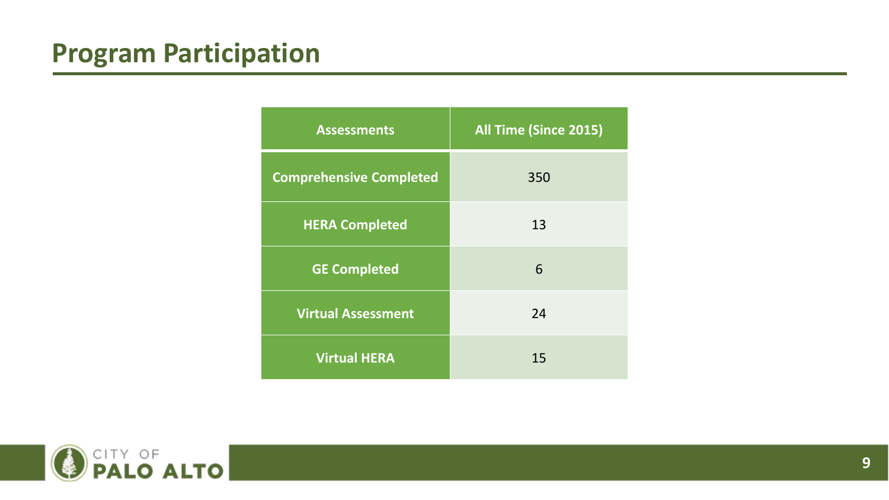# Program Participation

| Assessments | All Time (Since 2015) |
| --- | --- |
| Comprehensive Completed | 350 |
| HERA Completed | 13 |
| GE Completed | 6 |
| Virtual Assessment | 24 |
| Virtual HERA | 15 |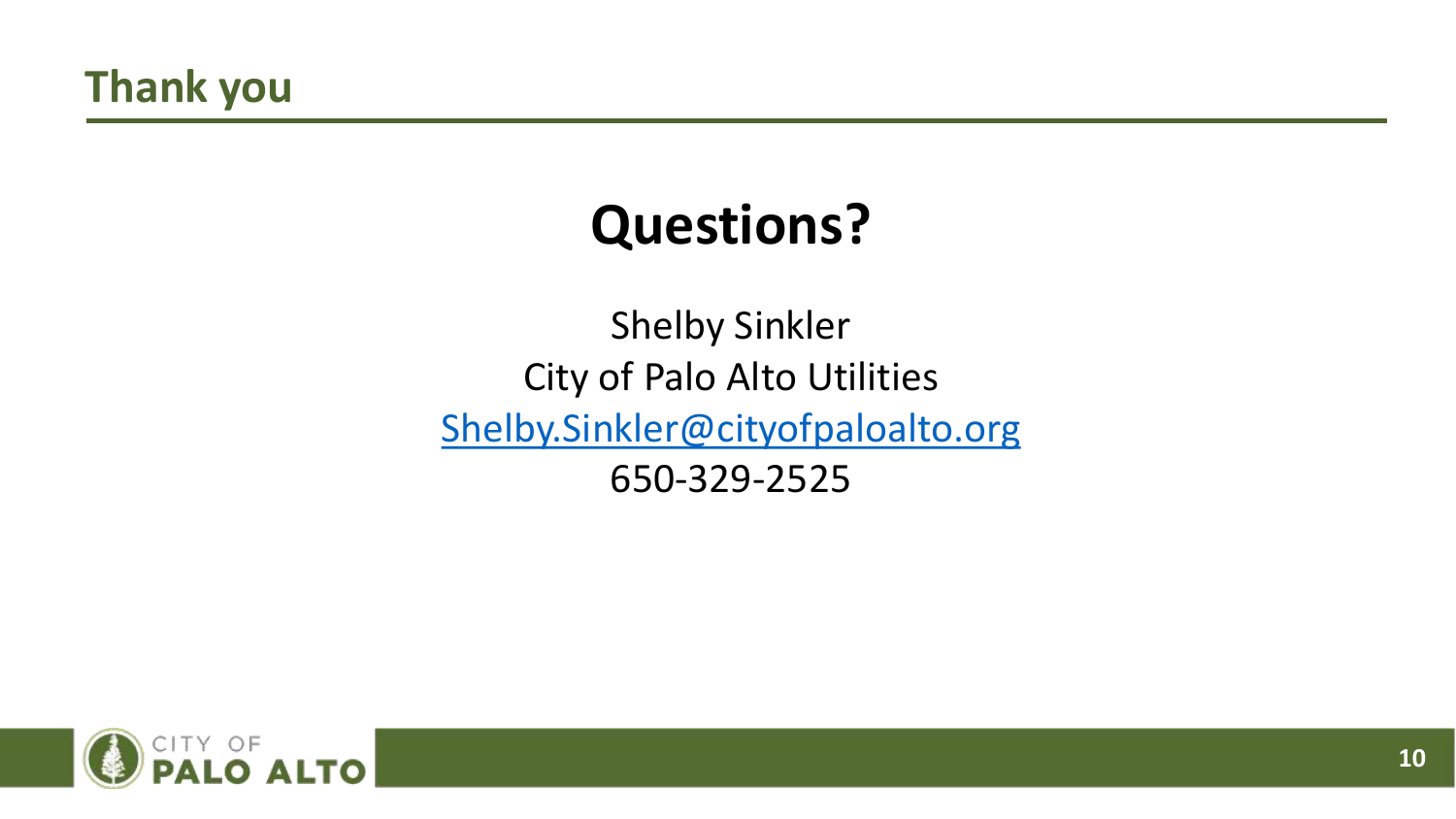# Thank you

## Questions?

Shelby Sinkler
City of Palo Alto Utilities
Shelby.Sinkler@cityofpaloalto.org
650-329-2525